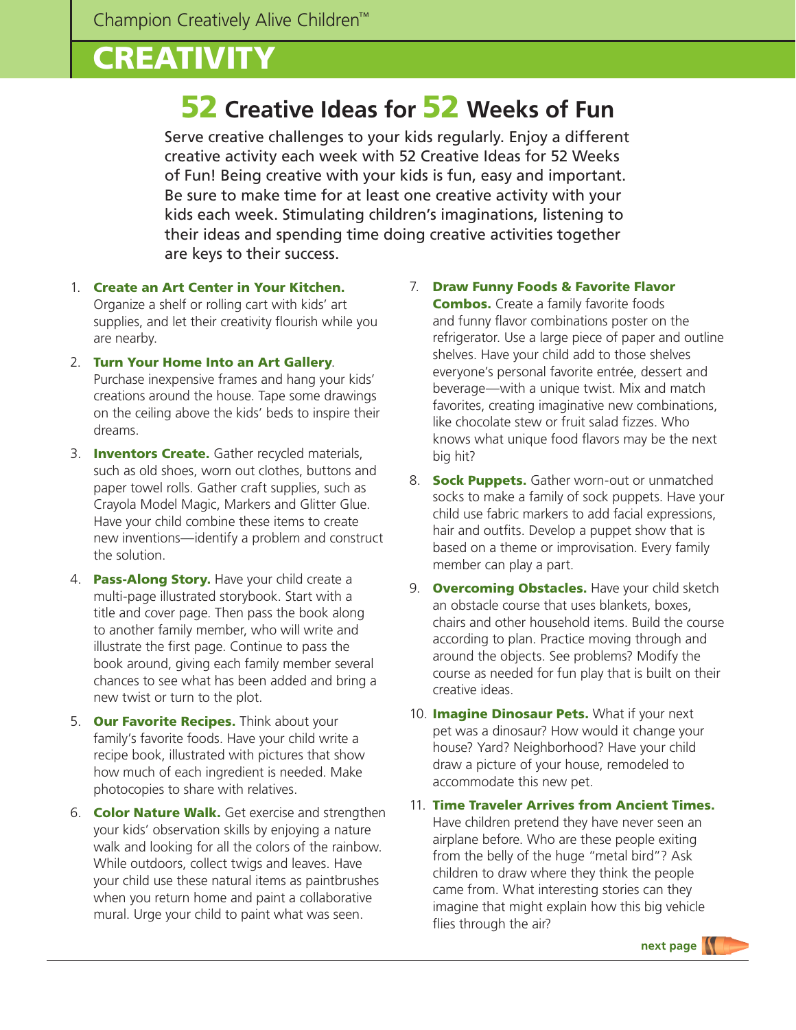Champion Creatively Alive Children™

# CREATIVITY

## 52 Creative Ideas for 52 Weeks of Fun

Serve creative challenges to your kids regularly. Enjoy a different creative activity each week with 52 Creative Ideas for 52 Weeks of Fun! Being creative with your kids is fun, easy and important. Be sure to make time for at least one creative activity with your kids each week. Stimulating children's imaginations, listening to their ideas and spending time doing creative activities together are keys to their success.

1. **Create an Art Center in Your Kitchen.** Organize a shelf or rolling cart with kids' art supplies, and let their creativity flourish while you are nearby.
2. **Turn Your Home Into an Art Gallery**. Purchase inexpensive frames and hang your kids' creations around the house. Tape some drawings on the ceiling above the kids' beds to inspire their dreams.
3. **Inventors Create.** Gather recycled materials, such as old shoes, worn out clothes, buttons and paper towel rolls. Gather craft supplies, such as Crayola Model Magic, Markers and Glitter Glue. Have your child combine these items to create new inventions—identify a problem and construct the solution.
4. **Pass-Along Story.** Have your child create a multi-page illustrated storybook. Start with a title and cover page. Then pass the book along to another family member, who will write and illustrate the first page. Continue to pass the book around, giving each family member several chances to see what has been added and bring a new twist or turn to the plot.
5. **Our Favorite Recipes.** Think about your family's favorite foods. Have your child write a recipe book, illustrated with pictures that show how much of each ingredient is needed. Make photocopies to share with relatives.
6. **Color Nature Walk.** Get exercise and strengthen your kids' observation skills by enjoying a nature walk and looking for all the colors of the rainbow. While outdoors, collect twigs and leaves. Have your child use these natural items as paintbrushes when you return home and paint a collaborative mural. Urge your child to paint what was seen.
7. **Draw Funny Foods & Favorite Flavor Combos.** Create a family favorite foods and funny flavor combinations poster on the refrigerator. Use a large piece of paper and outline shelves. Have your child add to those shelves everyone's personal favorite entrée, dessert and beverage—with a unique twist. Mix and match favorites, creating imaginative new combinations, like chocolate stew or fruit salad fizzes. Who knows what unique food flavors may be the next big hit?
8. **Sock Puppets.** Gather worn-out or unmatched socks to make a family of sock puppets. Have your child use fabric markers to add facial expressions, hair and outfits. Develop a puppet show that is based on a theme or improvisation. Every family member can play a part.
9. **Overcoming Obstacles.** Have your child sketch an obstacle course that uses blankets, boxes, chairs and other household items. Build the course according to plan. Practice moving through and around the objects. See problems? Modify the course as needed for fun play that is built on their creative ideas.
10. **Imagine Dinosaur Pets.** What if your next pet was a dinosaur? How would it change your house? Yard? Neighborhood? Have your child draw a picture of your house, remodeled to accommodate this new pet.
11. **Time Traveler Arrives from Ancient Times.** Have children pretend they have never seen an airplane before. Who are these people exiting from the belly of the huge "metal bird"? Ask children to draw where they think the people came from. What interesting stories can they imagine that might explain how this big vehicle flies through the air?

next page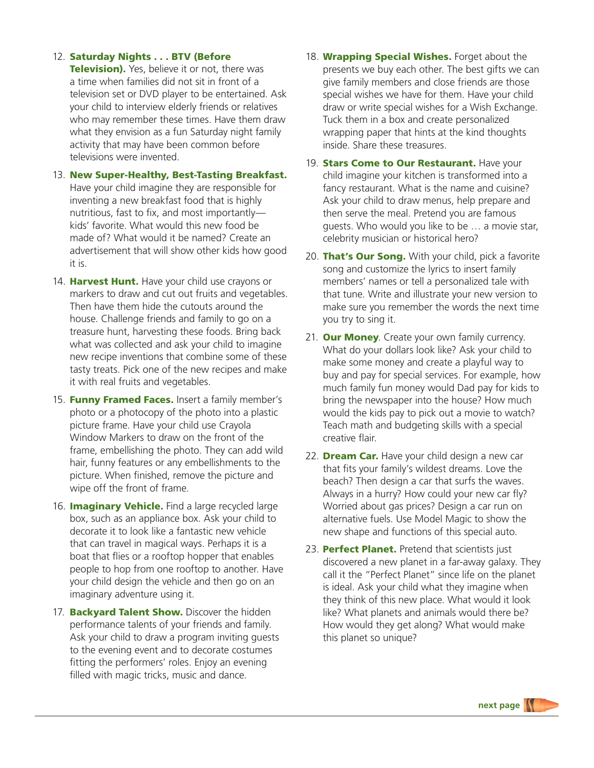12. **Saturday Nights . . . BTV (Before Television).** Yes, believe it or not, there was a time when families did not sit in front of a television set or DVD player to be entertained. Ask your child to interview elderly friends or relatives who may remember these times. Have them draw what they envision as a fun Saturday night family activity that may have been common before televisions were invented.

13. **New Super-Healthy, Best-Tasting Breakfast.** Have your child imagine they are responsible for inventing a new breakfast food that is highly nutritious, fast to fix, and most importantly—kids' favorite. What would this new food be made of? What would it be named? Create an advertisement that will show other kids how good it is.

14. **Harvest Hunt.** Have your child use crayons or markers to draw and cut out fruits and vegetables. Then have them hide the cutouts around the house. Challenge friends and family to go on a treasure hunt, harvesting these foods. Bring back what was collected and ask your child to imagine new recipe inventions that combine some of these tasty treats. Pick one of the new recipes and make it with real fruits and vegetables.

15. **Funny Framed Faces.** Insert a family member's photo or a photocopy of the photo into a plastic picture frame. Have your child use Crayola Window Markers to draw on the front of the frame, embellishing the photo. They can add wild hair, funny features or any embellishments to the picture. When finished, remove the picture and wipe off the front of frame.

16. **Imaginary Vehicle.** Find a large recycled large box, such as an appliance box. Ask your child to decorate it to look like a fantastic new vehicle that can travel in magical ways. Perhaps it is a boat that flies or a rooftop hopper that enables people to hop from one rooftop to another. Have your child design the vehicle and then go on an imaginary adventure using it.

17. **Backyard Talent Show.** Discover the hidden performance talents of your friends and family. Ask your child to draw a program inviting guests to the evening event and to decorate costumes fitting the performers' roles. Enjoy an evening filled with magic tricks, music and dance.

18. **Wrapping Special Wishes.** Forget about the presents we buy each other. The best gifts we can give family members and close friends are those special wishes we have for them. Have your child draw or write special wishes for a Wish Exchange. Tuck them in a box and create personalized wrapping paper that hints at the kind thoughts inside. Share these treasures.

19. **Stars Come to Our Restaurant.** Have your child imagine your kitchen is transformed into a fancy restaurant. What is the name and cuisine? Ask your child to draw menus, help prepare and then serve the meal. Pretend you are famous guests. Who would you like to be … a movie star, celebrity musician or historical hero?

20. **That's Our Song.** With your child, pick a favorite song and customize the lyrics to insert family members' names or tell a personalized tale with that tune. Write and illustrate your new version to make sure you remember the words the next time you try to sing it.

21. **Our Money**. Create your own family currency. What do your dollars look like? Ask your child to make some money and create a playful way to buy and pay for special services. For example, how much family fun money would Dad pay for kids to bring the newspaper into the house? How much would the kids pay to pick out a movie to watch? Teach math and budgeting skills with a special creative flair.

22. **Dream Car.** Have your child design a new car that fits your family's wildest dreams. Love the beach? Then design a car that surfs the waves. Always in a hurry? How could your new car fly? Worried about gas prices? Design a car run on alternative fuels. Use Model Magic to show the new shape and functions of this special auto.

23. **Perfect Planet.** Pretend that scientists just discovered a new planet in a far-away galaxy. They call it the "Perfect Planet" since life on the planet is ideal. Ask your child what they imagine when they think of this new place. What would it look like? What planets and animals would there be? How would they get along? What would make this planet so unique?

next page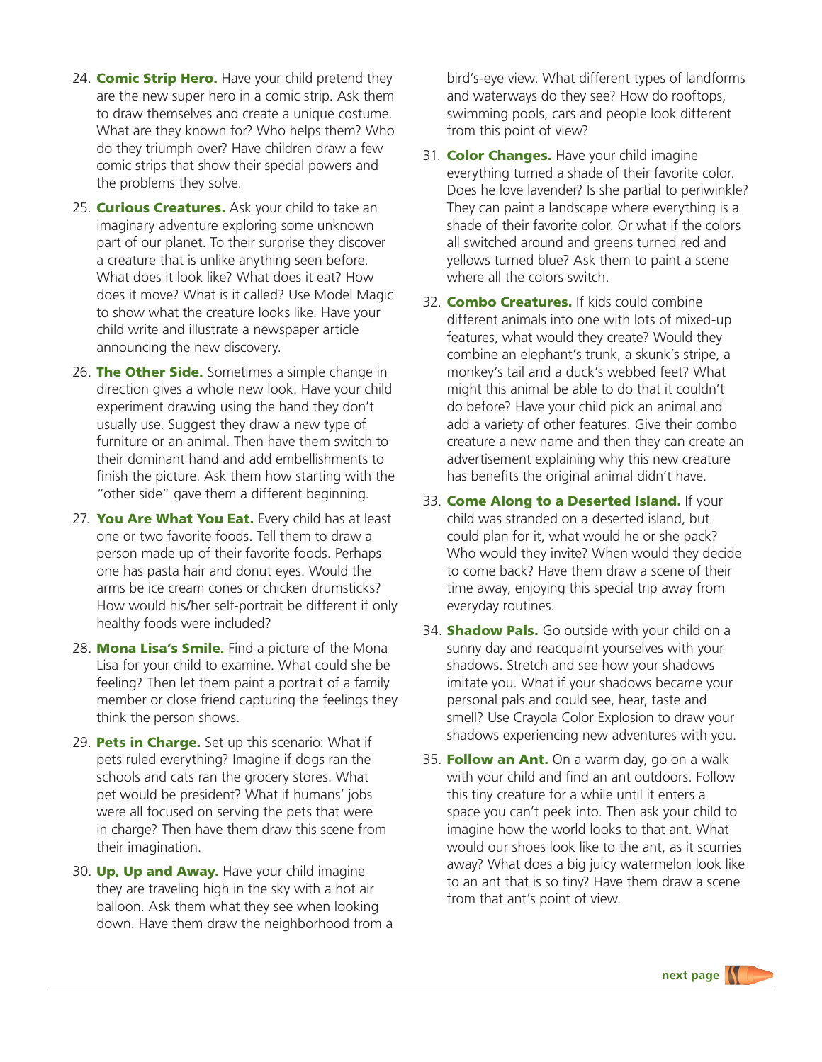24. **Comic Strip Hero.** Have your child pretend they are the new super hero in a comic strip. Ask them to draw themselves and create a unique costume. What are they known for? Who helps them? Who do they triumph over? Have children draw a few comic strips that show their special powers and the problems they solve.

25. **Curious Creatures.** Ask your child to take an imaginary adventure exploring some unknown part of our planet. To their surprise they discover a creature that is unlike anything seen before. What does it look like? What does it eat? How does it move? What is it called? Use Model Magic to show what the creature looks like. Have your child write and illustrate a newspaper article announcing the new discovery.

26. **The Other Side.** Sometimes a simple change in direction gives a whole new look. Have your child experiment drawing using the hand they don't usually use. Suggest they draw a new type of furniture or an animal. Then have them switch to their dominant hand and add embellishments to finish the picture. Ask them how starting with the "other side" gave them a different beginning.

27. **You Are What You Eat.** Every child has at least one or two favorite foods. Tell them to draw a person made up of their favorite foods. Perhaps one has pasta hair and donut eyes. Would the arms be ice cream cones or chicken drumsticks? How would his/her self-portrait be different if only healthy foods were included?

28. **Mona Lisa's Smile.** Find a picture of the Mona Lisa for your child to examine. What could she be feeling? Then let them paint a portrait of a family member or close friend capturing the feelings they think the person shows.

29. **Pets in Charge.** Set up this scenario: What if pets ruled everything? Imagine if dogs ran the schools and cats ran the grocery stores. What pet would be president? What if humans' jobs were all focused on serving the pets that were in charge? Then have them draw this scene from their imagination.

30. **Up, Up and Away.** Have your child imagine they are traveling high in the sky with a hot air balloon. Ask them what they see when looking down. Have them draw the neighborhood from a bird's-eye view. What different types of landforms and waterways do they see? How do rooftops, swimming pools, cars and people look different from this point of view?

31. **Color Changes.** Have your child imagine everything turned a shade of their favorite color. Does he love lavender? Is she partial to periwinkle? They can paint a landscape where everything is a shade of their favorite color. Or what if the colors all switched around and greens turned red and yellows turned blue? Ask them to paint a scene where all the colors switch.

32. **Combo Creatures.** If kids could combine different animals into one with lots of mixed-up features, what would they create? Would they combine an elephant's trunk, a skunk's stripe, a monkey's tail and a duck's webbed feet? What might this animal be able to do that it couldn't do before? Have your child pick an animal and add a variety of other features. Give their combo creature a new name and then they can create an advertisement explaining why this new creature has benefits the original animal didn't have.

33. **Come Along to a Deserted Island.** If your child was stranded on a deserted island, but could plan for it, what would he or she pack? Who would they invite? When would they decide to come back? Have them draw a scene of their time away, enjoying this special trip away from everyday routines.

34. **Shadow Pals.** Go outside with your child on a sunny day and reacquaint yourselves with your shadows. Stretch and see how your shadows imitate you. What if your shadows became your personal pals and could see, hear, taste and smell? Use Crayola Color Explosion to draw your shadows experiencing new adventures with you.

35. **Follow an Ant.** On a warm day, go on a walk with your child and find an ant outdoors. Follow this tiny creature for a while until it enters a space you can't peek into. Then ask your child to imagine how the world looks to that ant. What would our shoes look like to the ant, as it scurries away? What does a big juicy watermelon look like to an ant that is so tiny? Have them draw a scene from that ant's point of view.

**next page**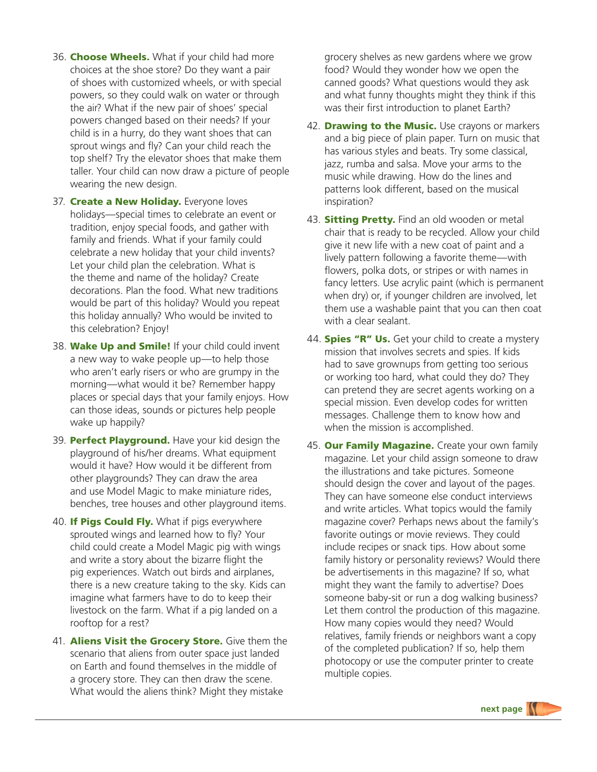36. **Choose Wheels.** What if your child had more choices at the shoe store? Do they want a pair of shoes with customized wheels, or with special powers, so they could walk on water or through the air? What if the new pair of shoes' special powers changed based on their needs? If your child is in a hurry, do they want shoes that can sprout wings and fly? Can your child reach the top shelf? Try the elevator shoes that make them taller. Your child can now draw a picture of people wearing the new design.

37. **Create a New Holiday.** Everyone loves holidays—special times to celebrate an event or tradition, enjoy special foods, and gather with family and friends. What if your family could celebrate a new holiday that your child invents? Let your child plan the celebration. What is the theme and name of the holiday? Create decorations. Plan the food. What new traditions would be part of this holiday? Would you repeat this holiday annually? Who would be invited to this celebration? Enjoy!

38. **Wake Up and Smile!** If your child could invent a new way to wake people up—to help those who aren't early risers or who are grumpy in the morning—what would it be? Remember happy places or special days that your family enjoys. How can those ideas, sounds or pictures help people wake up happily?

39. **Perfect Playground.** Have your kid design the playground of his/her dreams. What equipment would it have? How would it be different from other playgrounds? They can draw the area and use Model Magic to make miniature rides, benches, tree houses and other playground items.

40. **If Pigs Could Fly.** What if pigs everywhere sprouted wings and learned how to fly? Your child could create a Model Magic pig with wings and write a story about the bizarre flight the pig experiences. Watch out birds and airplanes, there is a new creature taking to the sky. Kids can imagine what farmers have to do to keep their livestock on the farm. What if a pig landed on a rooftop for a rest?

41. **Aliens Visit the Grocery Store.** Give them the scenario that aliens from outer space just landed on Earth and found themselves in the middle of a grocery store. They can then draw the scene. What would the aliens think? Might they mistake grocery shelves as new gardens where we grow food? Would they wonder how we open the canned goods? What questions would they ask and what funny thoughts might they think if this was their first introduction to planet Earth?

42. **Drawing to the Music.** Use crayons or markers and a big piece of plain paper. Turn on music that has various styles and beats. Try some classical, jazz, rumba and salsa. Move your arms to the music while drawing. How do the lines and patterns look different, based on the musical inspiration?

43. **Sitting Pretty.** Find an old wooden or metal chair that is ready to be recycled. Allow your child give it new life with a new coat of paint and a lively pattern following a favorite theme—with flowers, polka dots, or stripes or with names in fancy letters. Use acrylic paint (which is permanent when dry) or, if younger children are involved, let them use a washable paint that you can then coat with a clear sealant.

44. **Spies "R" Us.** Get your child to create a mystery mission that involves secrets and spies. If kids had to save grownups from getting too serious or working too hard, what could they do? They can pretend they are secret agents working on a special mission. Even develop codes for written messages. Challenge them to know how and when the mission is accomplished.

45. **Our Family Magazine.** Create your own family magazine. Let your child assign someone to draw the illustrations and take pictures. Someone should design the cover and layout of the pages. They can have someone else conduct interviews and write articles. What topics would the family magazine cover? Perhaps news about the family's favorite outings or movie reviews. They could include recipes or snack tips. How about some family history or personality reviews? Would there be advertisements in this magazine? If so, what might they want the family to advertise? Does someone baby-sit or run a dog walking business? Let them control the production of this magazine. How many copies would they need? Would relatives, family friends or neighbors want a copy of the completed publication? If so, help them photocopy or use the computer printer to create multiple copies.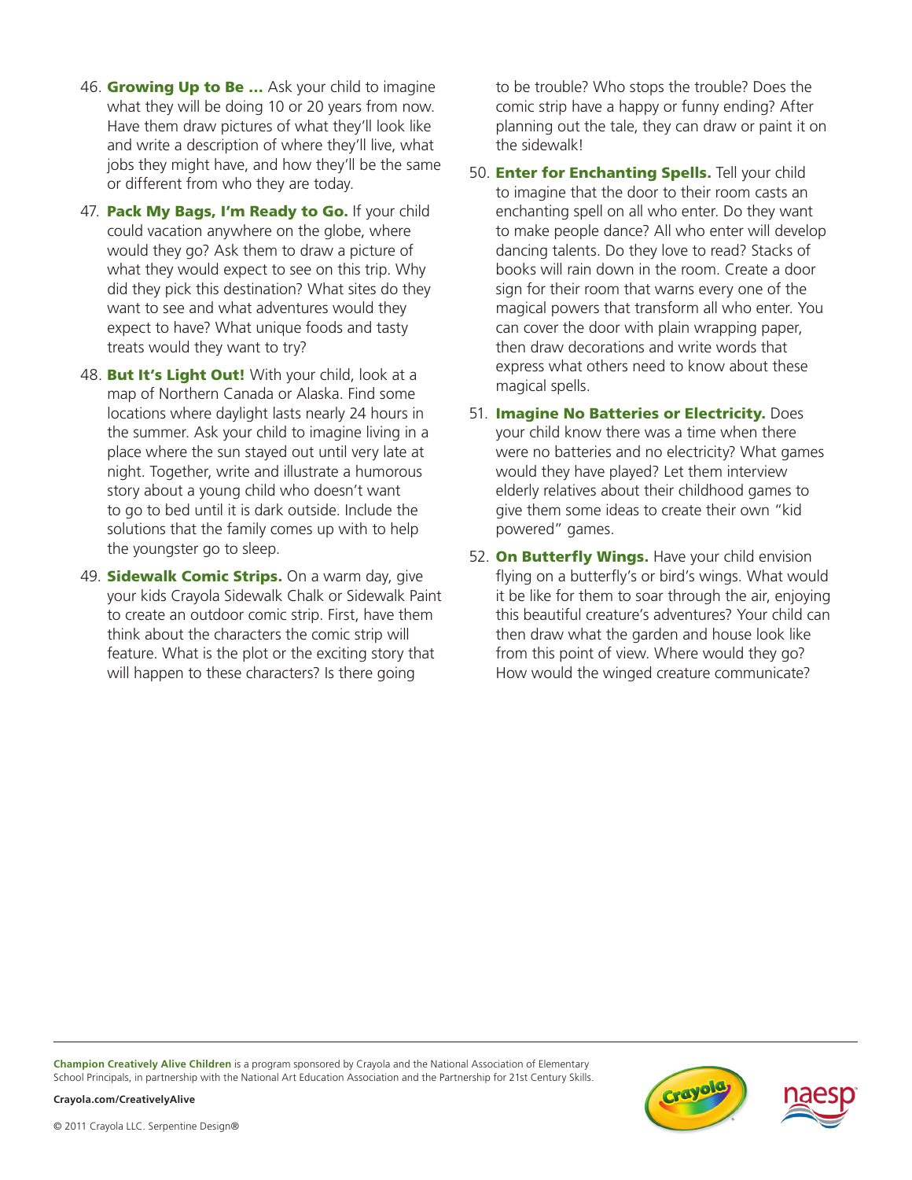46. **Growing Up to Be …** Ask your child to imagine what they will be doing 10 or 20 years from now. Have them draw pictures of what they'll look like and write a description of where they'll live, what jobs they might have, and how they'll be the same or different from who they are today.

47. **Pack My Bags, I'm Ready to Go.** If your child could vacation anywhere on the globe, where would they go? Ask them to draw a picture of what they would expect to see on this trip. Why did they pick this destination? What sites do they want to see and what adventures would they expect to have? What unique foods and tasty treats would they want to try?

48. **But It's Light Out!** With your child, look at a map of Northern Canada or Alaska. Find some locations where daylight lasts nearly 24 hours in the summer. Ask your child to imagine living in a place where the sun stayed out until very late at night. Together, write and illustrate a humorous story about a young child who doesn't want to go to bed until it is dark outside. Include the solutions that the family comes up with to help the youngster go to sleep.

49. **Sidewalk Comic Strips.** On a warm day, give your kids Crayola Sidewalk Chalk or Sidewalk Paint to create an outdoor comic strip. First, have them think about the characters the comic strip will feature. What is the plot or the exciting story that will happen to these characters? Is there going to be trouble? Who stops the trouble? Does the comic strip have a happy or funny ending? After planning out the tale, they can draw or paint it on the sidewalk!

50. **Enter for Enchanting Spells.** Tell your child to imagine that the door to their room casts an enchanting spell on all who enter. Do they want to make people dance? All who enter will develop dancing talents. Do they love to read? Stacks of books will rain down in the room. Create a door sign for their room that warns every one of the magical powers that transform all who enter. You can cover the door with plain wrapping paper, then draw decorations and write words that express what others need to know about these magical spells.

51. **Imagine No Batteries or Electricity.** Does your child know there was a time when there were no batteries and no electricity? What games would they have played? Let them interview elderly relatives about their childhood games to give them some ideas to create their own "kid powered" games.

52. **On Butterfly Wings.** Have your child envision flying on a butterfly's or bird's wings. What would it be like for them to soar through the air, enjoying this beautiful creature's adventures? Your child can then draw what the garden and house look like from this point of view. Where would they go? How would the winged creature communicate?

---

**Champion Creatively Alive Children** is a program sponsored by Crayola and the National Association of Elementary School Principals, in partnership with the National Art Education Association and the Partnership for 21st Century Skills.

**Crayola.com/CreativelyAlive**

© 2011 Crayola LLC. Serpentine Design®